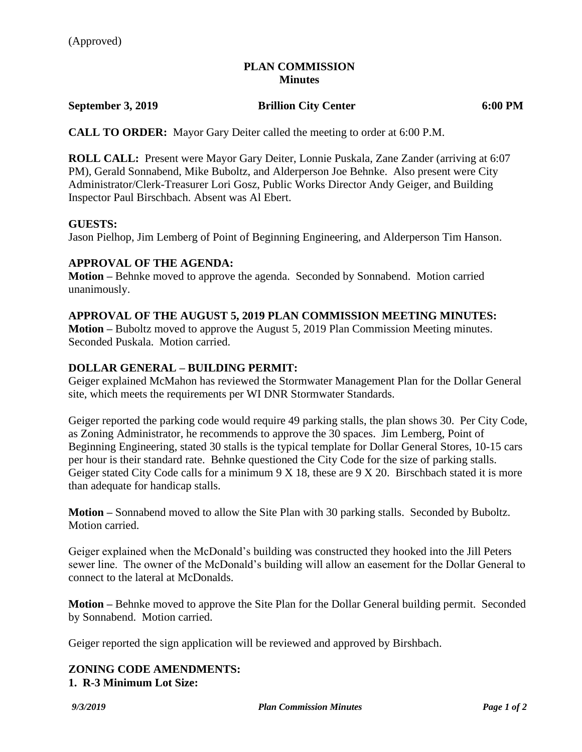(Approved)

# PLAN COMMISSION
## Minutes

**September 3, 2019** **Brillion City Center** **6:00 PM**

**CALL TO ORDER:** Mayor Gary Deiter called the meeting to order at 6:00 P.M.

**ROLL CALL:** Present were Mayor Gary Deiter, Lonnie Puskala, Zane Zander (arriving at 6:07 PM), Gerald Sonnabend, Mike Buboltz, and Alderperson Joe Behnke. Also present were City Administrator/Clerk-Treasurer Lori Gosz, Public Works Director Andy Geiger, and Building Inspector Paul Birschbach. Absent was Al Ebert.

**GUESTS:**
Jason Pielhop, Jim Lemberg of Point of Beginning Engineering, and Alderperson Tim Hanson.

**APPROVAL OF THE AGENDA:**
**Motion –** Behnke moved to approve the agenda. Seconded by Sonnabend. Motion carried unanimously.

**APPROVAL OF THE AUGUST 5, 2019 PLAN COMMISSION MEETING MINUTES:**
**Motion –** Buboltz moved to approve the August 5, 2019 Plan Commission Meeting minutes. Seconded Puskala. Motion carried.

**DOLLAR GENERAL – BUILDING PERMIT:**
Geiger explained McMahon has reviewed the Stormwater Management Plan for the Dollar General site, which meets the requirements per WI DNR Stormwater Standards.

Geiger reported the parking code would require 49 parking stalls, the plan shows 30. Per City Code, as Zoning Administrator, he recommends to approve the 30 spaces. Jim Lemberg, Point of Beginning Engineering, stated 30 stalls is the typical template for Dollar General Stores, 10-15 cars per hour is their standard rate. Behnke questioned the City Code for the size of parking stalls. Geiger stated City Code calls for a minimum 9 X 18, these are 9 X 20. Birschbach stated it is more than adequate for handicap stalls.

**Motion –** Sonnabend moved to allow the Site Plan with 30 parking stalls. Seconded by Buboltz. Motion carried.

Geiger explained when the McDonald's building was constructed they hooked into the Jill Peters sewer line. The owner of the McDonald's building will allow an easement for the Dollar General to connect to the lateral at McDonalds.

**Motion –** Behnke moved to approve the Site Plan for the Dollar General building permit. Seconded by Sonnabend. Motion carried.

Geiger reported the sign application will be reviewed and approved by Birshbach.

**ZONING CODE AMENDMENTS:**
**1. R-3 Minimum Lot Size:**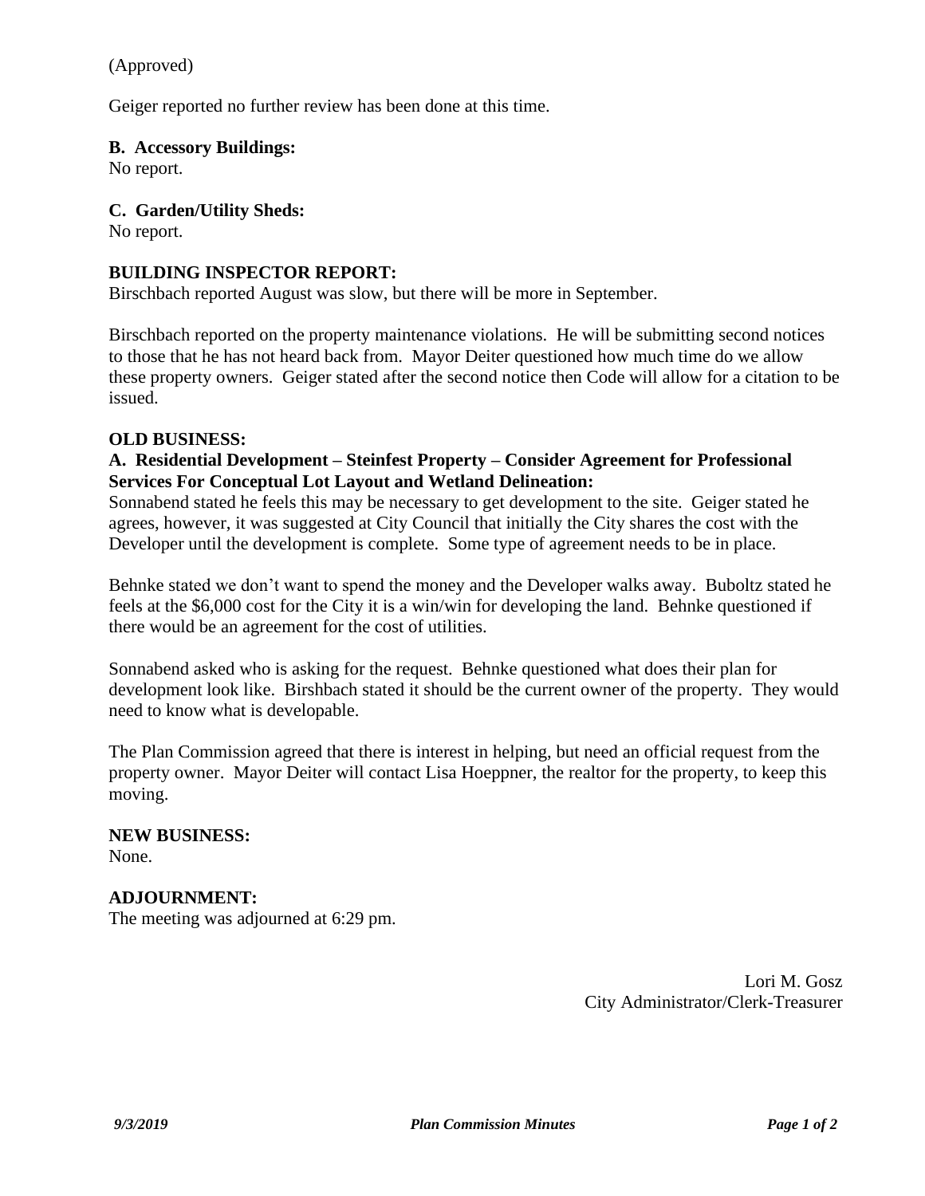(Approved)

Geiger reported no further review has been done at this time.

**B. Accessory Buildings:**
No report.

**C. Garden/Utility Sheds:**
No report.

**BUILDING INSPECTOR REPORT:**
Birschbach reported August was slow, but there will be more in September.

Birschbach reported on the property maintenance violations. He will be submitting second notices to those that he has not heard back from. Mayor Deiter questioned how much time do we allow these property owners. Geiger stated after the second notice then Code will allow for a citation to be issued.

**OLD BUSINESS:**

**A. Residential Development – Steinfest Property – Consider Agreement for Professional Services For Conceptual Lot Layout and Wetland Delineation:**
Sonnabend stated he feels this may be necessary to get development to the site. Geiger stated he agrees, however, it was suggested at City Council that initially the City shares the cost with the Developer until the development is complete. Some type of agreement needs to be in place.

Behnke stated we don't want to spend the money and the Developer walks away. Buboltz stated he feels at the $6,000 cost for the City it is a win/win for developing the land. Behnke questioned if there would be an agreement for the cost of utilities.

Sonnabend asked who is asking for the request. Behnke questioned what does their plan for development look like. Birshbach stated it should be the current owner of the property. They would need to know what is developable.

The Plan Commission agreed that there is interest in helping, but need an official request from the property owner. Mayor Deiter will contact Lisa Hoeppner, the realtor for the property, to keep this moving.

**NEW BUSINESS:**
None.

**ADJOURNMENT:**
The meeting was adjourned at 6:29 pm.

Lori M. Gosz
City Administrator/Clerk-Treasurer